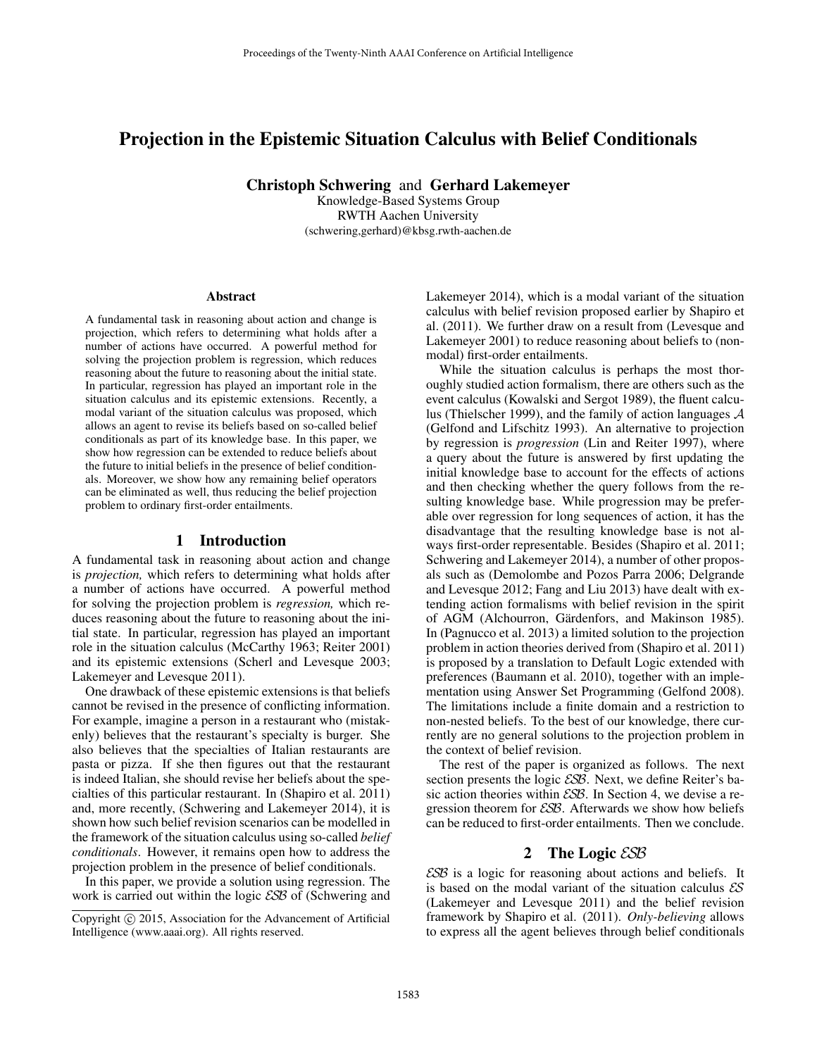# Projection in the Epistemic Situation Calculus with Belief Conditionals

**Christoph Schwering** and **Gerhard Lakemeyer**

Knowledge-Based Systems Group
RWTH Aachen University
(schwering,gerhard)@kbsg.rwth-aachen.de

### Abstract

A fundamental task in reasoning about action and change is projection, which refers to determining what holds after a number of actions have occurred. A powerful method for solving the projection problem is regression, which reduces reasoning about the future to reasoning about the initial state. In particular, regression has played an important role in the situation calculus and its epistemic extensions. Recently, a modal variant of the situation calculus was proposed, which allows an agent to revise its beliefs based on so-called belief conditionals as part of its knowledge base. In this paper, we show how regression can be extended to reduce beliefs about the future to initial beliefs in the presence of belief conditionals. Moreover, we show how any remaining belief operators can be eliminated as well, thus reducing the belief projection problem to ordinary first-order entailments.

## 1 Introduction

A fundamental task in reasoning about action and change is *projection,* which refers to determining what holds after a number of actions have occurred. A powerful method for solving the projection problem is *regression,* which reduces reasoning about the future to reasoning about the initial state. In particular, regression has played an important role in the situation calculus (McCarthy 1963; Reiter 2001) and its epistemic extensions (Scherl and Levesque 2003; Lakemeyer and Levesque 2011).

One drawback of these epistemic extensions is that beliefs cannot be revised in the presence of conflicting information. For example, imagine a person in a restaurant who (mistakenly) believes that the restaurant's specialty is burger. She also believes that the specialties of Italian restaurants are pasta or pizza. If she then figures out that the restaurant is indeed Italian, she should revise her beliefs about the specialties of this particular restaurant. In (Shapiro et al. 2011) and, more recently, (Schwering and Lakemeyer 2014), it is shown how such belief revision scenarios can be modelled in the framework of the situation calculus using so-called *belief conditionals*. However, it remains open how to address the projection problem in the presence of belief conditionals.

In this paper, we provide a solution using regression. The work is carried out within the logic $\mathcal{ESB}$ of (Schwering and Lakemeyer 2014), which is a modal variant of the situation calculus with belief revision proposed earlier by Shapiro et al. (2011). We further draw on a result from (Levesque and Lakemeyer 2001) to reduce reasoning about beliefs to (non-modal) first-order entailments.

While the situation calculus is perhaps the most thoroughly studied action formalism, there are others such as the event calculus (Kowalski and Sergot 1989), the fluent calculus (Thielscher 1999), and the family of action languages $\mathcal{A}$ (Gelfond and Lifschitz 1993). An alternative to projection by regression is *progression* (Lin and Reiter 1997), where a query about the future is answered by first updating the initial knowledge base to account for the effects of actions and then checking whether the query follows from the resulting knowledge base. While progression may be preferable over regression for long sequences of action, it has the disadvantage that the resulting knowledge base is not always first-order representable. Besides (Shapiro et al. 2011; Schwering and Lakemeyer 2014), a number of other proposals such as (Demolombe and Pozos Parra 2006; Delgrande and Levesque 2012; Fang and Liu 2013) have dealt with extending action formalisms with belief revision in the spirit of AGM (Alchourron, Gärdenfors, and Makinson 1985). In (Pagnucco et al. 2013) a limited solution to the projection problem in action theories derived from (Shapiro et al. 2011) is proposed by a translation to Default Logic extended with preferences (Baumann et al. 2010), together with an implementation using Answer Set Programming (Gelfond 2008). The limitations include a finite domain and a restriction to non-nested beliefs. To the best of our knowledge, there currently are no general solutions to the projection problem in the context of belief revision.

The rest of the paper is organized as follows. The next section presents the logic $\mathcal{ESB}$. Next, we define Reiter's basic action theories within $\mathcal{ESB}$. In Section 4, we devise a regression theorem for $\mathcal{ESB}$. Afterwards we show how beliefs can be reduced to first-order entailments. Then we conclude.

## 2 The Logic $\mathcal{ESB}$

$\mathcal{ESB}$ is a logic for reasoning about actions and beliefs. It is based on the modal variant of the situation calculus $\mathcal{ES}$ (Lakemeyer and Levesque 2011) and the belief revision framework by Shapiro et al. (2011). *Only-believing* allows to express all the agent believes through belief conditionals

Copyright © 2015, Association for the Advancement of Artificial Intelligence (www.aaai.org). All rights reserved.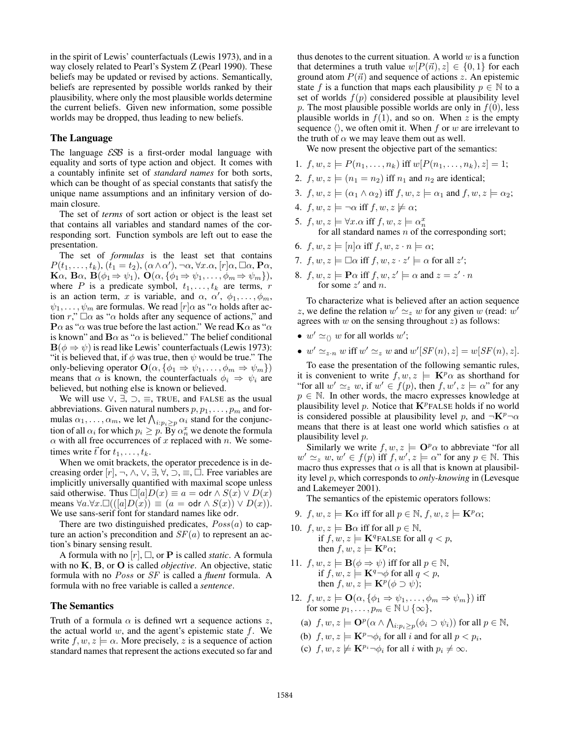in the spirit of Lewis' counterfactuals (Lewis 1973), and in a way closely related to Pearl's System Z (Pearl 1990). These beliefs may be updated or revised by actions. Semantically, beliefs are represented by possible worlds ranked by their plausibility, where only the most plausible worlds determine the current beliefs. Given new information, some possible worlds may be dropped, thus leading to new beliefs.

## The Language

The language $\mathcal{ESB}$ is a first-order modal language with equality and sorts of type action and object. It comes with a countably infinite set of *standard names* for both sorts, which can be thought of as special constants that satisfy the unique name assumptions and an infinitary version of domain closure.

The set of *terms* of sort action or object is the least set that contains all variables and standard names of the corresponding sort. Function symbols are left out to ease the presentation.

The set of *formulas* is the least set that contains $P(t_1, \ldots, t_k)$, $(t_1 = t_2)$, $(\alpha \wedge \alpha')$, $\neg\alpha$, $\forall x.\alpha$, $[r]\alpha$, $\Box\alpha$, $\mathbf{P}\alpha$, $\mathbf{K}\alpha$, $\mathbf{B}\alpha$, $\mathbf{B}(\phi_1 \Rightarrow \psi_1)$, $\mathbf{O}(\alpha, \{\phi_1 \Rightarrow \psi_1, \ldots, \phi_m \Rightarrow \psi_m\})$, where $P$ is a predicate symbol, $t_1, \ldots, t_k$ are terms, $r$ is an action term, $x$ is variable, and $\alpha$, $\alpha'$, $\phi_1, \ldots, \phi_m$, $\psi_1, \ldots, \psi_m$ are formulas. We read $[r]\alpha$ as "$\alpha$ holds after action $r$," $\Box\alpha$ as "$\alpha$ holds after any sequence of actions," and $\mathbf{P}\alpha$ as "$\alpha$ was true before the last action." We read $\mathbf{K}\alpha$ as "$\alpha$ is known" and $\mathbf{B}\alpha$ as "$\alpha$ is believed." The belief conditional $\mathbf{B}(\phi \Rightarrow \psi)$ is read like Lewis' counterfactuals (Lewis 1973): "it is believed that, if $\phi$ was true, then $\psi$ would be true." The only-believing operator $\mathbf{O}(\alpha, \{\phi_1 \Rightarrow \psi_1, \ldots, \phi_m \Rightarrow \psi_m\})$ means that $\alpha$ is known, the counterfactuals $\phi_i \Rightarrow \psi_i$ are believed, but nothing else is known or believed.

We will use $\vee$, $\exists$, $\supset$, $\equiv$, TRUE, and FALSE as the usual abbreviations. Given natural numbers $p, p_1, \ldots, p_m$ and formulas $\alpha_1, \ldots, \alpha_m$, we let $\bigwedge_{i:p_i \geq p} \alpha_i$ stand for the conjunction of all $\alpha_i$ for which $p_i \geq p$. By $\alpha^x_n$ we denote the formula $\alpha$ with all free occurrences of $x$ replaced with $n$. We sometimes write $\vec{t}$ for $t_1, \ldots, t_k$.

When we omit brackets, the operator precedence is in decreasing order $[r]$, $\neg$, $\wedge$, $\vee$, $\exists$, $\forall$, $\supset$, $\equiv$, $\Box$. Free variables are implicitly universally quantified with maximal scope unless said otherwise. Thus $\Box[a]D(x) \equiv a = \mathsf{odr} \wedge S(x) \vee D(x)$ means $\forall a.\forall x.\Box(([a]D(x)) \equiv (a = \mathsf{odr} \wedge S(x)) \vee D(x))$. We use sans-serif font for standard names like $\mathsf{odr}$.

There are two distinguished predicates, $Poss(a)$ to capture an action's precondition and $SF(a)$ to represent an action's binary sensing result.

A formula with no $[r]$, $\Box$, or $\mathbf{P}$ is called *static*. A formula with no $\mathbf{K}$, $\mathbf{B}$, or $\mathbf{O}$ is called *objective*. An objective, static formula with no $Poss$ or $SF$ is called a *fluent* formula. A formula with no free variable is called a *sentence*.

## The Semantics

Truth of a formula $\alpha$ is defined wrt a sequence actions $z$, the actual world $w$, and the agent's epistemic state $f$. We write $f, w, z \models \alpha$. More precisely, $z$ is a sequence of action standard names that represent the actions executed so far and thus denotes to the current situation. A world $w$ is a function that determines a truth value $w[P(\vec{n}), z] \in \{0, 1\}$ for each ground atom $P(\vec{n})$ and sequence of actions $z$. An epistemic state $f$ is a function that maps each plausibility $p \in \mathbb{N}$ to a set of worlds $f(p)$ considered possible at plausibility level $p$. The most plausible possible worlds are only in $f(0)$, less plausible worlds in $f(1)$, and so on. When $z$ is the empty sequence $\langle\rangle$, we often omit it. When $f$ or $w$ are irrelevant to the truth of $\alpha$ we may leave them out as well.

We now present the objective part of the semantics:

1. $f, w, z \models P(n_1, \ldots, n_k)$ iff $w[P(n_1, \ldots, n_k), z] = 1$;
2. $f, w, z \models (n_1 = n_2)$ iff $n_1$ and $n_2$ are identical;
3. $f, w, z \models (\alpha_1 \wedge \alpha_2)$ iff $f, w, z \models \alpha_1$ and $f, w, z \models \alpha_2$;
4. $f, w, z \models \neg\alpha$ iff $f, w, z \not\models \alpha$;
5. $f, w, z \models \forall x.\alpha$ iff $f, w, z \models \alpha^x_n$ for all standard names $n$ of the corresponding sort;
6. $f, w, z \models [n]\alpha$ iff $f, w, z \cdot n \models \alpha$;
7. $f, w, z \models \Box\alpha$ iff $f, w, z \cdot z' \models \alpha$ for all $z'$;
8. $f, w, z \models \mathbf{P}\alpha$ iff $f, w, z' \models \alpha$ and $z = z' \cdot n$ for some $z'$ and $n$.

To characterize what is believed after an action sequence $z$, we define the relation $w' \simeq_z w$ for any given $w$ (read: $w'$ agrees with $w$ on the sensing throughout $z$) as follows:

- $w' \simeq_{\langle\rangle} w$ for all worlds $w'$;
- $w' \simeq_{z \cdot n} w$ iff $w' \simeq_z w$ and $w'[SF(n), z] = w[SF(n), z]$.

To ease the presentation of the following semantic rules, it is convenient to write $f, w, z \models \mathbf{K}^p\alpha$ as shorthand for "for all $w' \simeq_z w$, if $w' \in f(p)$, then $f, w', z \models \alpha$" for any $p \in \mathbb{N}$. In other words, the macro expresses knowledge at plausibility level $p$. Notice that $\mathbf{K}^p$FALSE holds if no world is considered possible at plausibility level $p$, and $\neg\mathbf{K}^p\neg\alpha$ means that there is at least one world which satisfies $\alpha$ at plausibility level $p$.

Similarly we write $f, w, z \models \mathbf{O}^p\alpha$ to abbreviate "for all $w' \simeq_z w$, $w' \in f(p)$ iff $f, w', z \models \alpha$" for any $p \in \mathbb{N}$. This macro thus expresses that $\alpha$ is all that is known at plausibility level $p$, which corresponds to *only-knowing* in (Levesque and Lakemeyer 2001).

The semantics of the epistemic operators follows:

9. $f, w, z \models \mathbf{K}\alpha$ iff for all $p \in \mathbb{N}$, $f, w, z \models \mathbf{K}^p\alpha$;
10. $f, w, z \models \mathbf{B}\alpha$ iff for all $p \in \mathbb{N}$, if $f, w, z \models \mathbf{K}^q$FALSE for all $q < p$, then $f, w, z \models \mathbf{K}^p\alpha$;
11. $f, w, z \models \mathbf{B}(\phi \Rightarrow \psi)$ iff for all $p \in \mathbb{N}$, if $f, w, z \models \mathbf{K}^q\neg\phi$ for all $q < p$, then $f, w, z \models \mathbf{K}^p(\phi \supset \psi)$;
12. $f, w, z \models \mathbf{O}(\alpha, \{\phi_1 \Rightarrow \psi_1, \ldots, \phi_m \Rightarrow \psi_m\})$ iff for some $p_1, \ldots, p_m \in \mathbb{N} \cup \{\infty\}$,
    (a) $f, w, z \models \mathbf{O}^p(\alpha \wedge \bigwedge_{i:p_i \geq p}(\phi_i \supset \psi_i))$ for all $p \in \mathbb{N}$,
    (b) $f, w, z \models \mathbf{K}^p\neg\phi_i$ for all $i$ and for all $p < p_i$,
    (c) $f, w, z \not\models \mathbf{K}^{p_i}\neg\phi_i$ for all $i$ with $p_i \neq \infty$.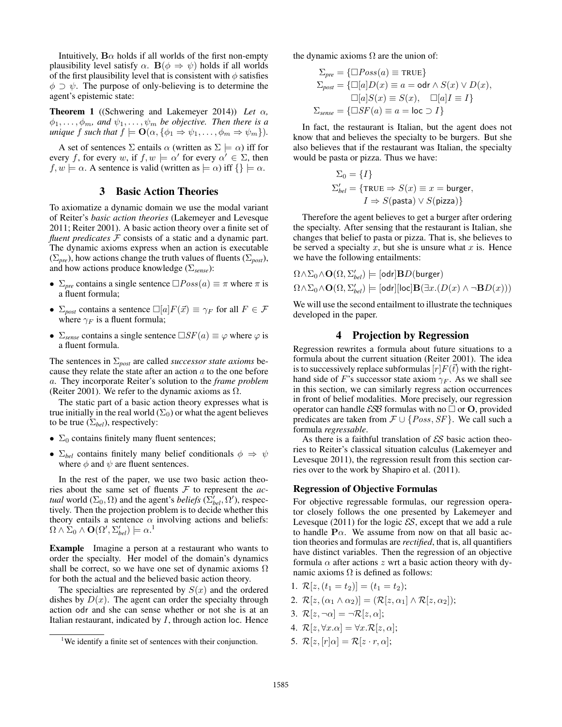Intuitively, $\mathbf{B}\alpha$ holds if all worlds of the first non-empty plausibility level satisfy $\alpha$. $\mathbf{B}(\phi \Rightarrow \psi)$ holds if all worlds of the first plausibility level that is consistent with $\phi$ satisfies $\phi \supset \psi$. The purpose of only-believing is to determine the agent's epistemic state:

**Theorem 1** ((Schwering and Lakemeyer 2014)) *Let $\alpha$, $\phi_1, \ldots, \phi_m$, and $\psi_1, \ldots, \psi_m$ be objective. Then there is a unique $f$ such that $f \models \mathbf{O}(\alpha, \{\phi_1 \Rightarrow \psi_1, \ldots, \phi_m \Rightarrow \psi_m\})$.*

A set of sentences $\Sigma$ entails $\alpha$ (written as $\Sigma \models \alpha$) iff for every $f$, for every $w$, if $f, w \models \alpha'$ for every $\alpha' \in \Sigma$, then $f, w \models \alpha$. A sentence is valid (written as $\models \alpha$) iff $\{\} \models \alpha$.

## 3 Basic Action Theories

To axiomatize a dynamic domain we use the modal variant of Reiter's *basic action theories* (Lakemeyer and Levesque 2011; Reiter 2001). A basic action theory over a finite set of *fluent predicates* $\mathcal{F}$ consists of a static and a dynamic part. The dynamic axioms express when an action is executable ($\Sigma_{pre}$), how actions change the truth values of fluents ($\Sigma_{post}$), and how actions produce knowledge ($\Sigma_{sense}$):

- $\Sigma_{pre}$ contains a single sentence $\Box Poss(a) \equiv \pi$ where $\pi$ is a fluent formula;
- $\Sigma_{post}$ contains a sentence $\Box[a]F(\vec{x}) \equiv \gamma_F$ for all $F \in \mathcal{F}$ where $\gamma_F$ is a fluent formula;
- $\Sigma_{sense}$ contains a single sentence $\Box SF(a) \equiv \varphi$ where $\varphi$ is a fluent formula.

The sentences in $\Sigma_{post}$ are called *successor state axioms* because they relate the state after an action $a$ to the one before $a$. They incorporate Reiter's solution to the *frame problem* (Reiter 2001). We refer to the dynamic axioms as $\Omega$.

The static part of a basic action theory expresses what is true initially in the real world ($\Sigma_0$) or what the agent believes to be true ($\Sigma_{bel}$), respectively:

- $\Sigma_0$ contains finitely many fluent sentences;
- $\Sigma_{bel}$ contains finitely many belief conditionals $\phi \Rightarrow \psi$ where $\phi$ and $\psi$ are fluent sentences.

In the rest of the paper, we use two basic action theories about the same set of fluents $\mathcal{F}$ to represent the *actual* world ($\Sigma_0, \Omega$) and the agent's *beliefs* ($\Sigma'_{bel}, \Omega'$), respectively. Then the projection problem is to decide whether this theory entails a sentence $\alpha$ involving actions and beliefs: $\Omega \wedge \Sigma_0 \wedge \mathbf{O}(\Omega', \Sigma'_{bel}) \models \alpha$.[1]

**Example** Imagine a person at a restaurant who wants to order the specialty. Her model of the domain's dynamics shall be correct, so we have one set of dynamic axioms $\Omega$ for both the actual and the believed basic action theory.

The specialties are represented by $S(x)$ and the ordered dishes by $D(x)$. The agent can order the specialty through action odr and she can sense whether or not she is at an Italian restaurant, indicated by $I$, through action loc. Hence the dynamic axioms $\Omega$ are the union of:

$$\Sigma_{pre} = \{\Box Poss(a) \equiv \text{TRUE}\}$$
$$\Sigma_{post} = \{\Box[a]D(x) \equiv a = \mathsf{odr} \wedge S(x) \vee D(x), \quad \Box[a]S(x) \equiv S(x), \quad \Box[a]I \equiv I\}$$
$$\Sigma_{sense} = \{\Box SF(a) \equiv a = \mathsf{loc} \supset I\}$$

In fact, the restaurant is Italian, but the agent does not know that and believes the specialty to be burgers. But she also believes that if the restaurant was Italian, the specialty would be pasta or pizza. Thus we have:

$$\Sigma_0 = \{I\}$$
$$\Sigma'_{bel} = \{\text{TRUE} \Rightarrow S(x) \equiv x = \mathsf{burger}, \quad I \Rightarrow S(\mathsf{pasta}) \vee S(\mathsf{pizza})\}$$

Therefore the agent believes to get a burger after ordering the specialty. After sensing that the restaurant is Italian, she changes that belief to pasta or pizza. That is, she believes to be served a specialty $x$, but she is unsure what $x$ is. Hence we have the following entailments:

$$\Omega \wedge \Sigma_0 \wedge \mathbf{O}(\Omega, \Sigma'_{bel}) \models [\mathsf{odr}]\mathbf{B}D(\mathsf{burger})$$
$$\Omega \wedge \Sigma_0 \wedge \mathbf{O}(\Omega, \Sigma'_{bel}) \models [\mathsf{odr}][\mathsf{loc}]\mathbf{B}(\exists x.(D(x) \wedge \neg\mathbf{B}D(x)))$$

We will use the second entailment to illustrate the techniques developed in the paper.

## 4 Projection by Regression

Regression rewrites a formula about future situations to a formula about the current situation (Reiter 2001). The idea is to successively replace subformulas $[r]F(\vec{t})$ with the right-hand side of $F$'s successor state axiom $\gamma_F$. As we shall see in this section, we can similarly regress action occurrences in front of belief modalities. More precisely, our regression operator can handle $\mathcal{ESB}$ formulas with no $\Box$ or $\mathbf{O}$, provided predicates are taken from $\mathcal{F} \cup \{Poss, SF\}$. We call such a formula *regressable*.

As there is a faithful translation of $\mathcal{ES}$ basic action theories to Reiter's classical situation calculus (Lakemeyer and Levesque 2011), the regression result from this section carries over to the work by Shapiro et al. (2011).

### Regression of Objective Formulas

For objective regressable formulas, our regression operator closely follows the one presented by Lakemeyer and Levesque (2011) for the logic $\mathcal{ES}$, except that we add a rule to handle $\mathbf{P}\alpha$. We assume from now on that all basic action theories and formulas are *rectified*, that is, all quantifiers have distinct variables. Then the regression of an objective formula $\alpha$ after actions $z$ wrt a basic action theory with dynamic axioms $\Omega$ is defined as follows:

1. $\mathcal{R}[z, (t_1 = t_2)] = (t_1 = t_2)$;
2. $\mathcal{R}[z, (\alpha_1 \wedge \alpha_2)] = (\mathcal{R}[z, \alpha_1] \wedge \mathcal{R}[z, \alpha_2])$;
3. $\mathcal{R}[z, \neg\alpha] = \neg\mathcal{R}[z, \alpha]$;
4. $\mathcal{R}[z, \forall x.\alpha] = \forall x.\mathcal{R}[z, \alpha]$;
5. $\mathcal{R}[z, [r]\alpha] = \mathcal{R}[z \cdot r, \alpha]$;

[1] We identify a finite set of sentences with their conjunction.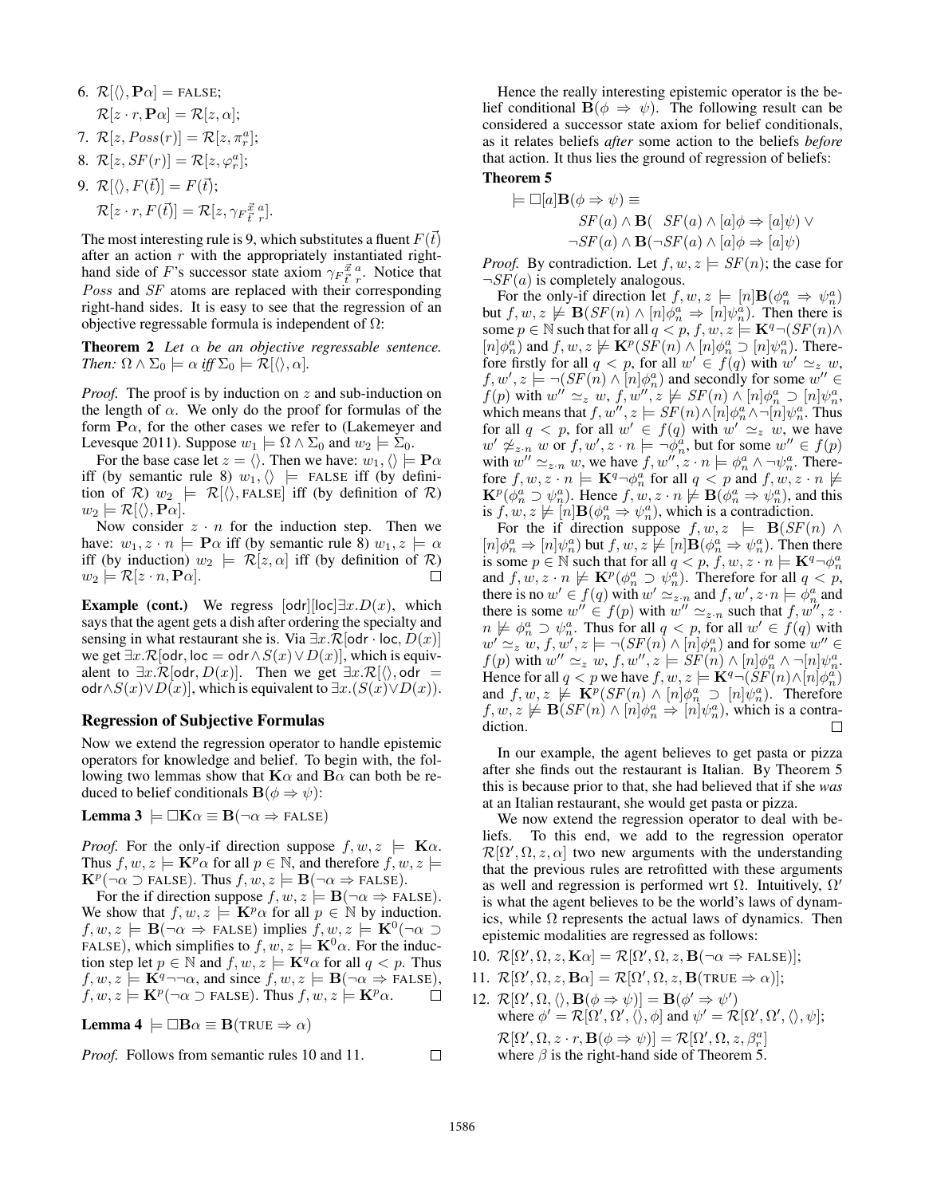6. $\mathcal{R}[\langle\rangle, \mathbf{P}\alpha] = \text{FALSE}$;
   $\mathcal{R}[z \cdot r, \mathbf{P}\alpha] = \mathcal{R}[z, \alpha]$;
7. $\mathcal{R}[z, Poss(r)] = \mathcal{R}[z, \pi_r^a]$;
8. $\mathcal{R}[z, SF(r)] = \mathcal{R}[z, \varphi_r^a]$;
9. $\mathcal{R}[\langle\rangle, F(\vec{t})] = F(\vec{t})$;
   $\mathcal{R}[z \cdot r, F(\vec{t})] = \mathcal{R}[z, \gamma_F{}^{\vec{x}}_{\vec{t}}{}^{a}_{r}]$.

The most interesting rule is 9, which substitutes a fluent $F(\vec{t})$ after an action $r$ with the appropriately instantiated right-hand side of $F$'s successor state axiom $\gamma_F{}^{\vec{x}}_{\vec{t}}{}^{a}_{r}$. Notice that $Poss$ and $SF$ atoms are replaced with their corresponding right-hand sides. It is easy to see that the regression of an objective regressable formula is independent of $\Omega$:

**Theorem 2** *Let $\alpha$ be an objective regressable sentence. Then: $\Omega \wedge \Sigma_0 \models \alpha$ iff $\Sigma_0 \models \mathcal{R}[\langle\rangle, \alpha]$.*

*Proof.* The proof is by induction on $z$ and sub-induction on the length of $\alpha$. We only do the proof for formulas of the form $\mathbf{P}\alpha$, for the other cases we refer to (Lakemeyer and Levesque 2011). Suppose $w_1 \models \Omega \wedge \Sigma_0$ and $w_2 \models \Sigma_0$.

For the base case let $z = \langle\rangle$. Then we have: $w_1, \langle\rangle \models \mathbf{P}\alpha$ iff (by semantic rule 8) $w_1, \langle\rangle \models$ FALSE iff (by definition of $\mathcal{R}$) $w_2 \models \mathcal{R}[\langle\rangle, \text{FALSE}]$ iff (by definition of $\mathcal{R}$) $w_2 \models \mathcal{R}[\langle\rangle, \mathbf{P}\alpha]$.

Now consider $z \cdot n$ for the induction step. Then we have: $w_1, z \cdot n \models \mathbf{P}\alpha$ iff (by semantic rule 8) $w_1, z \models \alpha$ iff (by induction) $w_2 \models \mathcal{R}[z, \alpha]$ iff (by definition of $\mathcal{R}$) $w_2 \models \mathcal{R}[z \cdot n, \mathbf{P}\alpha]$. ◻

**Example (cont.)** We regress $[\mathsf{odr}][\mathsf{loc}]\exists x.D(x)$, which says that the agent gets a dish after ordering the specialty and sensing in what restaurant she is. Via $\exists x.\mathcal{R}[\mathsf{odr} \cdot \mathsf{loc}, D(x)]$ we get $\exists x.\mathcal{R}[\mathsf{odr}, \mathsf{loc} = \mathsf{odr} \wedge S(x) \vee D(x)]$, which is equivalent to $\exists x.\mathcal{R}[\mathsf{odr}, D(x)]$. Then we get $\exists x.\mathcal{R}[\langle\rangle, \mathsf{odr} = \mathsf{odr} \wedge S(x) \vee D(x)]$, which is equivalent to $\exists x.(S(x) \vee D(x))$.

## Regression of Subjective Formulas

Now we extend the regression operator to handle epistemic operators for knowledge and belief. To begin with, the following two lemmas show that $\mathbf{K}\alpha$ and $\mathbf{B}\alpha$ can both be reduced to belief conditionals $\mathbf{B}(\phi \Rightarrow \psi)$:

**Lemma 3** $\models \Box\mathbf{K}\alpha \equiv \mathbf{B}(\neg\alpha \Rightarrow \text{FALSE})$

*Proof.* For the only-if direction suppose $f, w, z \models \mathbf{K}\alpha$. Thus $f, w, z \models \mathbf{K}^p\alpha$ for all $p \in \mathbb{N}$, and therefore $f, w, z \models \mathbf{K}^p(\neg\alpha \supset \text{FALSE})$. Thus $f, w, z \models \mathbf{B}(\neg\alpha \Rightarrow \text{FALSE})$.

For the if direction suppose $f, w, z \models \mathbf{B}(\neg\alpha \Rightarrow \text{FALSE})$. We show that $f, w, z \models \mathbf{K}^p\alpha$ for all $p \in \mathbb{N}$ by induction. $f, w, z \models \mathbf{B}(\neg\alpha \Rightarrow \text{FALSE})$ implies $f, w, z \models \mathbf{K}^0(\neg\alpha \supset \text{FALSE})$, which simplifies to $f, w, z \models \mathbf{K}^0\alpha$. For the induction step let $p \in \mathbb{N}$ and $f, w, z \models \mathbf{K}^q\alpha$ for all $q < p$. Thus $f, w, z \models \mathbf{K}^q\neg\neg\alpha$, and since $f, w, z \models \mathbf{B}(\neg\alpha \Rightarrow \text{FALSE})$, $f, w, z \models \mathbf{K}^p(\neg\alpha \supset \text{FALSE})$. Thus $f, w, z \models \mathbf{K}^p\alpha$. ◻

**Lemma 4** $\models \Box\mathbf{B}\alpha \equiv \mathbf{B}(\text{TRUE} \Rightarrow \alpha)$

*Proof.* Follows from semantic rules 10 and 11. ◻

Hence the really interesting epistemic operator is the belief conditional $\mathbf{B}(\phi \Rightarrow \psi)$. The following result can be considered a successor state axiom for belief conditionals, as it relates beliefs *after* some action to the beliefs *before* that action. It thus lies the ground of regression of beliefs:

**Theorem 5**

$$\begin{aligned}\models \Box[a]\mathbf{B}(\phi \Rightarrow \psi) \equiv \\ &SF(a) \wedge \mathbf{B}(\ SF(a) \wedge [a]\phi \Rightarrow [a]\psi) \vee \\ &\neg SF(a) \wedge \mathbf{B}(\neg SF(a) \wedge [a]\phi \Rightarrow [a]\psi)\end{aligned}$$

*Proof.* By contradiction. Let $f, w, z \models SF(n)$; the case for $\neg SF(a)$ is completely analogous.

For the only-if direction let $f, w, z \models [n]\mathbf{B}(\phi_n^a \Rightarrow \psi_n^a)$ but $f, w, z \not\models \mathbf{B}(SF(n) \wedge [n]\phi_n^a \Rightarrow [n]\psi_n^a)$. Then there is some $p \in \mathbb{N}$ such that for all $q < p$, $f, w, z \models \mathbf{K}^q\neg(SF(n) \wedge [n]\phi_n^a)$ and $f, w, z \not\models \mathbf{K}^p(SF(n) \wedge [n]\phi_n^a \supset [n]\psi_n^a)$. Therefore firstly for all $q < p$, for all $w' \in f(q)$ with $w' \simeq_z w$, $f, w', z \models \neg(SF(n) \wedge [n]\phi_n^a)$ and secondly for some $w'' \in f(p)$ with $w'' \simeq_z w$, $f, w'', z \not\models SF(n) \wedge [n]\phi_n^a \supset [n]\psi_n^a$, which means that $f, w'', z \models SF(n) \wedge [n]\phi_n^a \wedge \neg[n]\psi_n^a$. Thus for all $q < p$, for all $w' \in f(q)$ with $w' \simeq_z w$, we have $w' \not\simeq_{z \cdot n} w$ or $f, w', z \cdot n \models \neg\phi_n^a$, but for some $w'' \in f(p)$ with $w'' \simeq_{z \cdot n} w$, we have $f, w'', z \cdot n \models \phi_n^a \wedge \neg\psi_n^a$. Therefore $f, w, z \cdot n \models \mathbf{K}^q\neg\phi_n^a$ for all $q < p$ and $f, w, z \cdot n \not\models \mathbf{K}^p(\phi_n^a \supset \psi_n^a)$. Hence $f, w, z \cdot n \not\models \mathbf{B}(\phi_n^a \Rightarrow \psi_n^a)$, and this is $f, w, z \not\models [n]\mathbf{B}(\phi_n^a \Rightarrow \psi_n^a)$, which is a contradiction.

For the if direction suppose $f, w, z \models \mathbf{B}(SF(n) \wedge [n]\phi_n^a \Rightarrow [n]\psi_n^a)$ but $f, w, z \not\models [n]\mathbf{B}(\phi_n^a \Rightarrow \psi_n^a)$. Then there is some $p \in \mathbb{N}$ such that for all $q < p$, $f, w, z \cdot n \models \mathbf{K}^q\neg\phi_n^a$ and $f, w, z \cdot n \not\models \mathbf{K}^p(\phi_n^a \supset \psi_n^a)$. Therefore for all $q < p$, there is no $w' \in f(q)$ with $w' \simeq_{z \cdot n}$ and $f, w', z \cdot n \models \phi_n^a$ and there is some $w'' \in f(p)$ with $w'' \simeq_{z \cdot n}$ such that $f, w'', z \cdot n \not\models \phi_n^a \supset \psi_n^a$. Thus for all $q < p$, for all $w' \in f(q)$ with $w' \simeq_z w$, $f, w', z \models \neg(SF(n) \wedge [n]\phi_n^a)$ and for some $w'' \in f(p)$ with $w'' \simeq_z w$, $f, w'', z \models SF(n) \wedge [n]\phi_n^a \wedge \neg[n]\psi_n^a$. Hence for all $q < p$ we have $f, w, z \models \mathbf{K}^q\neg(SF(n) \wedge [n]\phi_n^a)$ and $f, w, z \not\models \mathbf{K}^p(SF(n) \wedge [n]\phi_n^a \supset [n]\psi_n^a)$. Therefore $f, w, z \not\models \mathbf{B}(SF(n) \wedge [n]\phi_n^a \Rightarrow [n]\psi_n^a)$, which is a contradiction. ◻

In our example, the agent believes to get pasta or pizza after she finds out the restaurant is Italian. By Theorem 5 this is because prior to that, she had believed that if she *was* at an Italian restaurant, she would get pasta or pizza.

We now extend the regression operator to deal with beliefs. To this end, we add to the regression operator $\mathcal{R}[\Omega', \Omega, z, \alpha]$ two new arguments with the understanding that the previous rules are retrofitted with these arguments as well and regression is performed wrt $\Omega$. Intuitively, $\Omega'$ is what the agent believes to be the world's laws of dynamics, while $\Omega$ represents the actual laws of dynamics. Then epistemic modalities are regressed as follows:

10. $\mathcal{R}[\Omega', \Omega, z, \mathbf{K}\alpha] = \mathcal{R}[\Omega', \Omega, z, \mathbf{B}(\neg\alpha \Rightarrow \text{FALSE})]$;
11. $\mathcal{R}[\Omega', \Omega, z, \mathbf{B}\alpha] = \mathcal{R}[\Omega', \Omega, z, \mathbf{B}(\text{TRUE} \Rightarrow \alpha)]$;
12. $\mathcal{R}[\Omega', \Omega, \langle\rangle, \mathbf{B}(\phi \Rightarrow \psi)] = \mathbf{B}(\phi' \Rightarrow \psi')$
    where $\phi' = \mathcal{R}[\Omega', \Omega', \langle\rangle, \phi]$ and $\psi' = \mathcal{R}[\Omega', \Omega', \langle\rangle, \psi]$;
    $\mathcal{R}[\Omega', \Omega, z \cdot r, \mathbf{B}(\phi \Rightarrow \psi)] = \mathcal{R}[\Omega', \Omega, z, \beta_r^a]$
    where $\beta$ is the right-hand side of Theorem 5.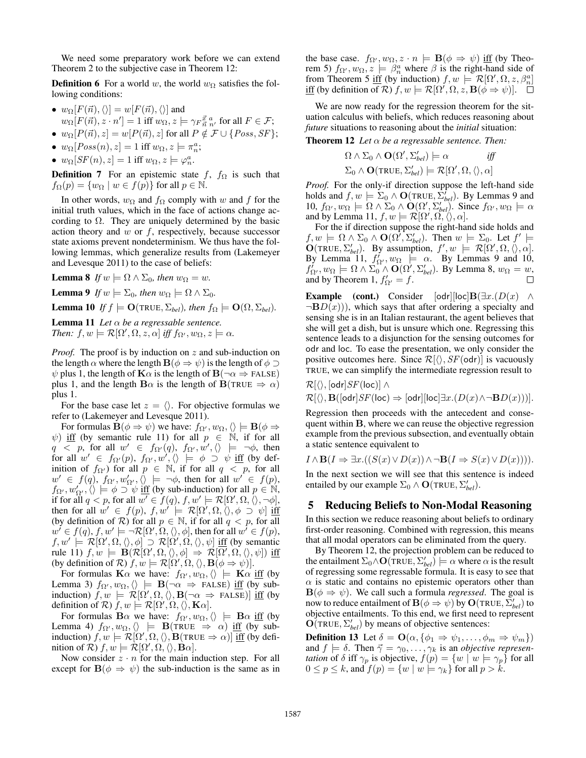We need some preparatory work before we can extend Theorem 2 to the subjective case in Theorem 12:

**Definition 6** For a world $w$, the world $w_\Omega$ satisfies the following conditions:

- $w_\Omega[F(\vec{n}), \langle\rangle] = w[F(\vec{n}), \langle\rangle]$ and $w_\Omega[F(\vec{n}), z \cdot n'] = 1$ iff $w_\Omega, z \models \gamma_F{}^{\vec{x}}_{\vec{n}}{}^{a}_{n'}$ for all $F \in \mathcal{F}$;
- $w_\Omega[P(\vec{n}), z] = w[P(\vec{n}), z]$ for all $P \notin \mathcal{F} \cup \{Poss, SF\}$;
- $w_\Omega[Poss(n), z] = 1$ iff $w_\Omega, z \models \pi^a_n$;
- $w_\Omega[SF(n), z] = 1$ iff $w_\Omega, z \models \varphi^a_n$.

**Definition 7** For an epistemic state $f$, $f_\Omega$ is such that $f_\Omega(p) = \{w_\Omega \mid w \in f(p)\}$ for all $p \in \mathbb{N}$.

In other words, $w_\Omega$ and $f_\Omega$ comply with $w$ and $f$ for the initial truth values, which in the face of actions change according to $\Omega$. They are uniquely determined by the basic action theory and $w$ or $f$, respectively, because successor state axioms prevent nondeterminism. We thus have the following lemmas, which generalize results from (Lakemeyer and Levesque 2011) to the case of beliefs:

**Lemma 8** *If $w \models \Omega \wedge \Sigma_0$, then $w_\Omega = w$.*

**Lemma 9** *If $w \models \Sigma_0$, then $w_\Omega \models \Omega \wedge \Sigma_0$.*

**Lemma 10** *If $f \models \mathbf{O}(\text{TRUE}, \Sigma_{bel})$, then $f_\Omega \models \mathbf{O}(\Omega, \Sigma_{bel})$.*

**Lemma 11** *Let $\alpha$ be a regressable sentence. Then: $f, w \models \mathcal{R}[\Omega', \Omega, z, \alpha]$ iff $f_{\Omega'}, w_\Omega, z \models \alpha$.*

*Proof.* The proof is by induction on $z$ and sub-induction on the length $\alpha$ where the length $\mathbf{B}(\phi \Rightarrow \psi)$ is the length of $\phi \supset \psi$ plus 1, the length of $\mathbf{K}\alpha$ is the length of $\mathbf{B}(\neg\alpha \Rightarrow \text{FALSE})$ plus 1, and the length $\mathbf{B}\alpha$ is the length of $\mathbf{B}(\text{TRUE} \Rightarrow \alpha)$ plus 1.

For the base case let $z = \langle\rangle$. For objective formulas we refer to (Lakemeyer and Levesque 2011).

For formulas $\mathbf{B}(\phi \Rightarrow \psi)$ we have: $f_{\Omega'}, w_\Omega, \langle\rangle \models \mathbf{B}(\phi \Rightarrow \psi)$ <u>iff</u> (by semantic rule 11) for all $p \in \mathbb{N}$, if for all $q < p$, for all $w' \in f_{\Omega'}(q)$, $f_{\Omega'}, w', \langle\rangle \models \neg\phi$, then for all $w' \in f_{\Omega'}(p)$, $f_{\Omega'}, w', \langle\rangle \models \phi \supset \psi$ <u>iff</u> (by definition of $f_{\Omega'}$) for all $p \in \mathbb{N}$, if for all $q < p$, for all $w' \in f(q)$, $f_{\Omega'}, w'_{\Omega'}, \langle\rangle \models \neg\phi$, then for all $w' \in f(p)$, $f_{\Omega'}, w'_{\Omega'}, \langle\rangle \models \phi \supset \psi$ <u>iff</u> (by sub-induction) for all $p \in \mathbb{N}$, if for all $q < p$, for all $w' \in f(q)$, $f, w' \models \mathcal{R}[\Omega', \Omega, \langle\rangle, \neg\phi]$, then for all $w' \in f(p)$, $f, w' \models \mathcal{R}[\Omega', \Omega, \langle\rangle, \phi \supset \psi]$ <u>iff</u> (by definition of $\mathcal{R}$) for all $p \in \mathbb{N}$, if for all $q < p$, for all $w' \in f(q)$, $f, w' \models \neg\mathcal{R}[\Omega', \Omega, \langle\rangle, \phi]$, then for all $w' \in f(p)$, $f, w' \models \mathcal{R}[\Omega', \Omega, \langle\rangle, \phi] \supset \mathcal{R}[\Omega', \Omega, \langle\rangle, \psi]$ <u>iff</u> (by semantic rule 11) $f, w \models \mathbf{B}(\mathcal{R}[\Omega', \Omega, \langle\rangle, \phi] \Rightarrow \mathcal{R}[\Omega', \Omega, \langle\rangle, \psi])$ <u>iff</u> (by definition of $\mathcal{R}$) $f, w \models \mathcal{R}[\Omega', \Omega, \langle\rangle, \mathbf{B}(\phi \Rightarrow \psi)]$.

For formulas $\mathbf{K}\alpha$ we have: $f_{\Omega'}, w_\Omega, \langle\rangle \models \mathbf{K}\alpha$ <u>iff</u> (by Lemma 3) $f_{\Omega'}, w_\Omega, \langle\rangle \models \mathbf{B}(\neg\alpha \Rightarrow \text{FALSE})$ <u>iff</u> (by sub-induction) $f, w \models \mathcal{R}[\Omega', \Omega, \langle\rangle, \mathbf{B}(\neg\alpha \Rightarrow \text{FALSE})]$ <u>iff</u> (by definition of $\mathcal{R}$) $f, w \models \mathcal{R}[\Omega', \Omega, \langle\rangle, \mathbf{K}\alpha]$.

For formulas $\mathbf{B}\alpha$ we have: $f_{\Omega'}, w_\Omega, \langle\rangle \models \mathbf{B}\alpha$ <u>iff</u> (by Lemma 4) $f_{\Omega'}, w_\Omega, \langle\rangle \models \mathbf{B}(\text{TRUE} \Rightarrow \alpha)$ <u>iff</u> (by sub-induction) $f, w \models \mathcal{R}[\Omega', \Omega, \langle\rangle, \mathbf{B}(\text{TRUE} \Rightarrow \alpha)]$ <u>iff</u> (by definition of $\mathcal{R}$) $f, w \models \mathcal{R}[\Omega', \Omega, \langle\rangle, \mathbf{B}\alpha]$.

Now consider $z \cdot n$ for the main induction step. For all except for $\mathbf{B}(\phi \Rightarrow \psi)$ the sub-induction is the same as in the base case. $f_{\Omega'}, w_\Omega, z \cdot n \models \mathbf{B}(\phi \Rightarrow \psi)$ <u>iff</u> (by Theorem 5) $f_{\Omega'}, w_\Omega, z \models \beta^a_n$ where $\beta$ is the right-hand side of from Theorem 5 <u>iff</u> (by induction) $f, w \models \mathcal{R}[\Omega', \Omega, z, \beta^a_n]$ <u>iff</u> (by definition of $\mathcal{R}$) $f, w \models \mathcal{R}[\Omega', \Omega, z, \mathbf{B}(\phi \Rightarrow \psi)]$. $\square$

We are now ready for the regression theorem for the situation calculus with beliefs, which reduces reasoning about *future* situations to reasoning about the *initial* situation:

**Theorem 12** *Let $\alpha$ be a regressable sentence. Then:*

$$\Omega \wedge \Sigma_0 \wedge \mathbf{O}(\Omega', \Sigma'_{bel}) \models \alpha \quad \textit{iff}$$
$$\Sigma_0 \wedge \mathbf{O}(\text{TRUE}, \Sigma'_{bel}) \models \mathcal{R}[\Omega', \Omega, \langle\rangle, \alpha]$$

*Proof.* For the only-if direction suppose the left-hand side holds and $f, w \models \Sigma_0 \wedge \mathbf{O}(\text{TRUE}, \Sigma'_{bel})$. By Lemmas 9 and 10, $f_{\Omega'}, w_\Omega \models \Omega \wedge \Sigma_0 \wedge \mathbf{O}(\Omega', \Sigma'_{bel})$. Since $f_{\Omega'}, w_\Omega \models \alpha$ and by Lemma 11, $f, w \models \mathcal{R}[\Omega', \Omega, \langle\rangle, \alpha]$.

For the if direction suppose the right-hand side holds and $f, w \models \Omega \wedge \Sigma_0 \wedge \mathbf{O}(\Omega', \Sigma'_{bel})$. Then $w \models \Sigma_0$. Let $f' \models \mathbf{O}(\text{TRUE}, \Sigma'_{bel})$. By assumption, $f', w \models \mathcal{R}[\Omega', \Omega, \langle\rangle, \alpha]$. By Lemma 11, $f'_{\Omega'}, w_\Omega \models \alpha$. By Lemmas 9 and 10, $f'_{\Omega'}, w_\Omega \models \Omega \wedge \Sigma_0 \wedge \mathbf{O}(\Omega', \Sigma'_{bel})$. By Lemma 8, $w_\Omega = w$, and by Theorem 1, $f'_{\Omega'} = f$. $\square$

**Example (cont.)** Consider $[\mathsf{odr}][\mathsf{loc}]\mathbf{B}(\exists x.(D(x) \wedge \neg\mathbf{B}D(x)))$, which says that after ordering a specialty and sensing she is in an Italian restaurant, the agent believes that she will get a dish, but is unsure which one. Regressing this sentence leads to a disjunction for the sensing outcomes for $\mathsf{odr}$ and $\mathsf{loc}$. To ease the presentation, we only consider the positive outcomes here. Since $\mathcal{R}[\langle\rangle, SF(\mathsf{odr})]$ is vacuously TRUE, we can simplify the intermediate regression result to

$\mathcal{R}[\langle\rangle, [\mathsf{odr}]SF(\mathsf{loc})] \wedge$
$\mathcal{R}[\langle\rangle, \mathbf{B}([\mathsf{odr}]SF(\mathsf{loc}) \Rightarrow [\mathsf{odr}][\mathsf{loc}]\exists x.(D(x) \wedge \neg\mathbf{B}D(x)))]$.

Regression then proceeds with the antecedent and consequent within $\mathbf{B}$, where we can reuse the objective regression example from the previous subsection, and eventually obtain a static sentence equivalent to

$I \wedge \mathbf{B}(I \Rightarrow \exists x.((S(x) \vee D(x)) \wedge \neg\mathbf{B}(I \Rightarrow S(x) \vee D(x))))$.

In the next section we will see that this sentence is indeed entailed by our example $\Sigma_0 \wedge \mathbf{O}(\text{TRUE}, \Sigma'_{bel})$.

## 5 Reducing Beliefs to Non-Modal Reasoning

In this section we reduce reasoning about beliefs to ordinary first-order reasoning. Combined with regression, this means that all modal operators can be eliminated from the query.

By Theorem 12, the projection problem can be reduced to the entailment $\Sigma_0 \wedge \mathbf{O}(\text{TRUE}, \Sigma'_{bel}) \models \alpha$ where $\alpha$ is the result of regressing some regressable formula. It is easy to see that $\alpha$ is static and contains no epistemic operators other than $\mathbf{B}(\phi \Rightarrow \psi)$. We call such a formula *regressed*. The goal is now to reduce entailment of $\mathbf{B}(\phi \Rightarrow \psi)$ by $\mathbf{O}(\text{TRUE}, \Sigma'_{bel})$ to objective entailments. To this end, we first need to represent $\mathbf{O}(\text{TRUE}, \Sigma'_{bel})$ by means of objective sentences:

**Definition 13** Let $\delta = \mathbf{O}(\alpha, \{\phi_1 \Rightarrow \psi_1, \ldots, \phi_m \Rightarrow \psi_m\})$ and $f \models \delta$. Then $\vec{\gamma} = \gamma_0, \ldots, \gamma_k$ is an *objective representation* of $\delta$ iff $\gamma_p$ is objective, $f(p) = \{w \mid w \models \gamma_p\}$ for all $0 \le p \le k$, and $f(p) = \{w \mid w \models \gamma_k\}$ for all $p > k$.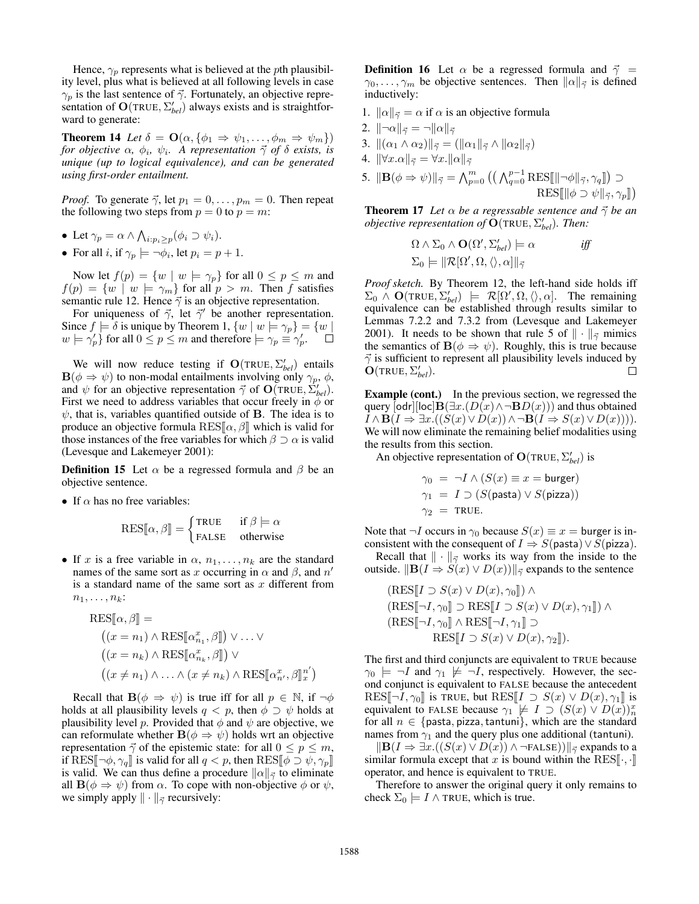Hence, $\gamma_p$ represents what is believed at the $p$th plausibility level, plus what is believed at all following levels in case $\gamma_p$ is the last sentence of $\vec{\gamma}$. Fortunately, an objective representation of $\mathbf{O}(\text{TRUE}, \Sigma'_{bel})$ always exists and is straightforward to generate:

**Theorem 14** *Let $\delta = \mathbf{O}(\alpha, \{\phi_1 \Rightarrow \psi_1, \ldots, \phi_m \Rightarrow \psi_m\})$ for objective $\alpha$, $\phi_i$, $\psi_i$. A representation $\vec{\gamma}$ of $\delta$ exists, is unique (up to logical equivalence), and can be generated using first-order entailment.*

*Proof.* To generate $\vec{\gamma}$, let $p_1 = 0, \ldots, p_m = 0$. Then repeat the following two steps from $p = 0$ to $p = m$:

- Let $\gamma_p = \alpha \wedge \bigwedge_{i:p_i \geq p}(\phi_i \supset \psi_i)$.
- For all $i$, if $\gamma_p \models \neg\phi_i$, let $p_i = p + 1$.

Now let $f(p) = \{w \mid w \models \gamma_p\}$ for all $0 \leq p \leq m$ and $f(p) = \{w \mid w \models \gamma_m\}$ for all $p > m$. Then $f$ satisfies semantic rule 12. Hence $\vec{\gamma}$ is an objective representation.

For uniqueness of $\vec{\gamma}$, let $\vec{\gamma}'$ be another representation. Since $f \models \delta$ is unique by Theorem 1, $\{w \mid w \models \gamma_p\} = \{w \mid w \models \gamma'_p\}$ for all $0 \leq p \leq m$ and therefore $\models \gamma_p \equiv \gamma'_p$. $\square$

We will now reduce testing if $\mathbf{O}(\text{TRUE}, \Sigma'_{bel})$ entails $\mathbf{B}(\phi \Rightarrow \psi)$ to non-modal entailments involving only $\gamma_p$, $\phi$, and $\psi$ for an objective representation $\vec{\gamma}$ of $\mathbf{O}(\text{TRUE}, \Sigma'_{bel})$. First we need to address variables that occur freely in $\phi$ or $\psi$, that is, variables quantified outside of $\mathbf{B}$. The idea is to produce an objective formula $\text{RES}[\![\alpha, \beta]\!]$ which is valid for those instances of the free variables for which $\beta \supset \alpha$ is valid (Levesque and Lakemeyer 2001):

**Definition 15** Let $\alpha$ be a regressed formula and $\beta$ be an objective sentence.

- If $\alpha$ has no free variables:

$$\text{RES}[\![\alpha, \beta]\!] = \begin{cases} \text{TRUE} & \text{if } \beta \models \alpha \\ \text{FALSE} & \text{otherwise} \end{cases}$$

- If $x$ is a free variable in $\alpha$, $n_1, \ldots, n_k$ are the standard names of the same sort as $x$ occurring in $\alpha$ and $\beta$, and $n'$ is a standard name of the same sort as $x$ different from $n_1, \ldots, n_k$:

$$\begin{aligned}
&\text{RES}[\![\alpha, \beta]\!] = \\
&\quad\big((x = n_1) \wedge \text{RES}[\![\alpha^x_{n_1}, \beta]\!]\big) \vee \ldots \vee \\
&\quad\big((x = n_k) \wedge \text{RES}[\![\alpha^x_{n_k}, \beta]\!]\big) \vee \\
&\quad\big((x \neq n_1) \wedge \ldots \wedge (x \neq n_k) \wedge \text{RES}[\![\alpha^x_{n'}, \beta]\!]^{n'}_x\big)
\end{aligned}$$

Recall that $\mathbf{B}(\phi \Rightarrow \psi)$ is true iff for all $p \in \mathbb{N}$, if $\neg\phi$ holds at all plausibility levels $q < p$, then $\phi \supset \psi$ holds at plausibility level $p$. Provided that $\phi$ and $\psi$ are objective, we can reformulate whether $\mathbf{B}(\phi \Rightarrow \psi)$ holds wrt an objective representation $\vec{\gamma}$ of the epistemic state: for all $0 \leq p \leq m$, if $\text{RES}[\![\neg\phi, \gamma_q]\!]$ is valid for all $q < p$, then $\text{RES}[\![\phi \supset \psi, \gamma_p]\!]$ is valid. We can thus define a procedure $\|\alpha\|_{\vec{\gamma}}$ to eliminate all $\mathbf{B}(\phi \Rightarrow \psi)$ from $\alpha$. To cope with non-objective $\phi$ or $\psi$, we simply apply $\|\cdot\|_{\vec{\gamma}}$ recursively:

**Definition 16** Let $\alpha$ be a regressed formula and $\vec{\gamma} = \gamma_0, \ldots, \gamma_m$ be objective sentences. Then $\|\alpha\|_{\vec{\gamma}}$ is defined inductively:

1. $\|\alpha\|_{\vec{\gamma}} = \alpha$ if $\alpha$ is an objective formula
2. $\|\neg\alpha\|_{\vec{\gamma}} = \neg\|\alpha\|_{\vec{\gamma}}$
3. $\|(\alpha_1 \wedge \alpha_2)\|_{\vec{\gamma}} = (\|\alpha_1\|_{\vec{\gamma}} \wedge \|\alpha_2\|_{\vec{\gamma}})$
4. $\|\forall x.\alpha\|_{\vec{\gamma}} = \forall x.\|\alpha\|_{\vec{\gamma}}$
5. $\|\mathbf{B}(\phi \Rightarrow \psi)\|_{\vec{\gamma}} = \bigwedge_{p=0}^{m} \big(\big(\bigwedge_{q=0}^{p-1} \text{RES}[\![\|\neg\phi\|_{\vec{\gamma}}, \gamma_q]\!]\big) \supset \text{RES}[\![\|\phi \supset \psi\|_{\vec{\gamma}}, \gamma_p]\!]\big)$

**Theorem 17** *Let $\alpha$ be a regressable sentence and $\vec{\gamma}$ be an objective representation of $\mathbf{O}(\text{TRUE}, \Sigma'_{bel})$. Then:*

$$\begin{aligned}
&\Omega \wedge \Sigma_0 \wedge \mathbf{O}(\Omega', \Sigma'_{bel}) \models \alpha \qquad \textit{iff} \\
&\Sigma_0 \models \|\mathcal{R}[\Omega', \Omega, \langle\rangle, \alpha]\|_{\vec{\gamma}}
\end{aligned}$$

*Proof sketch.* By Theorem 12, the left-hand side holds iff $\Sigma_0 \wedge \mathbf{O}(\text{TRUE}, \Sigma'_{bel}) \models \mathcal{R}[\Omega', \Omega, \langle\rangle, \alpha]$. The remaining equivalence can be established through results similar to Lemmas 7.2.2 and 7.3.2 from (Levesque and Lakemeyer 2001). It needs to be shown that rule 5 of $\|\cdot\|_{\vec{\gamma}}$ mimics the semantics of $\mathbf{B}(\phi \Rightarrow \psi)$. Roughly, this is true because $\vec{\gamma}$ is sufficient to represent all plausibility levels induced by $\mathbf{O}(\text{TRUE}, \Sigma'_{bel})$. $\square$

**Example (cont.)** In the previous section, we regressed the query $[\mathsf{odr}][\mathsf{loc}]\mathbf{B}(\exists x.(D(x) \wedge \neg\mathbf{B}D(x)))$ and thus obtained $I \wedge \mathbf{B}(I \Rightarrow \exists x.((S(x) \vee D(x)) \wedge \neg\mathbf{B}(I \Rightarrow S(x) \vee D(x))))$. We will now eliminate the remaining belief modalities using the results from this section.

An objective representation of $\mathbf{O}(\text{TRUE}, \Sigma'_{bel})$ is

$$\begin{aligned}
\gamma_0 &= \neg I \wedge (S(x) \equiv x = \mathsf{burger}) \\
\gamma_1 &= I \supset (S(\mathsf{pasta}) \vee S(\mathsf{pizza})) \\
\gamma_2 &= \text{TRUE}.
\end{aligned}$$

Note that $\neg I$ occurs in $\gamma_0$ because $S(x) \equiv x = \mathsf{burger}$ is inconsistent with the consequent of $I \Rightarrow S(\mathsf{pasta}) \vee S(\mathsf{pizza})$.

Recall that $\|\cdot\|_{\vec{\gamma}}$ works its way from the inside to the outside. $\|\mathbf{B}(I \Rightarrow S(x) \vee D(x))\|_{\vec{\gamma}}$ expands to the sentence

$$\begin{aligned}
&(\text{RES}[\![I \supset S(x) \vee D(x), \gamma_0]\!]) \wedge \\
&(\text{RES}[\![\neg I, \gamma_0]\!] \supset \text{RES}[\![I \supset S(x) \vee D(x), \gamma_1]\!]) \wedge \\
&(\text{RES}[\![\neg I, \gamma_0]\!] \wedge \text{RES}[\![\neg I, \gamma_1]\!] \supset \\
&\qquad \text{RES}[\![I \supset S(x) \vee D(x), \gamma_2]\!]).
\end{aligned}$$

The first and third conjuncts are equivalent to TRUE because $\gamma_0 \models \neg I$ and $\gamma_1 \not\models \neg I$, respectively. However, the second conjunct is equivalent to FALSE because the antecedent $\text{RES}[\![\neg I, \gamma_0]\!]$ is TRUE, but $\text{RES}[\![I \supset S(x) \vee D(x), \gamma_1]\!]$ is equivalent to FALSE because $\gamma_1 \not\models I \supset (S(x) \vee D(x))^x_n$ for all $n \in \{\mathsf{pasta}, \mathsf{pizza}, \mathsf{tantuni}\}$, which are the standard names from $\gamma_1$ and the query plus one additional ($\mathsf{tantuni}$).

$\|\mathbf{B}(I \Rightarrow \exists x.((S(x) \vee D(x)) \wedge \neg\text{FALSE}))\|_{\vec{\gamma}}$ expands to a similar formula except that $x$ is bound within the $\text{RES}[\![\cdot, \cdot]\!]$ operator, and hence is equivalent to TRUE.

Therefore to answer the original query it only remains to check $\Sigma_0 \models I \wedge \text{TRUE}$, which is true.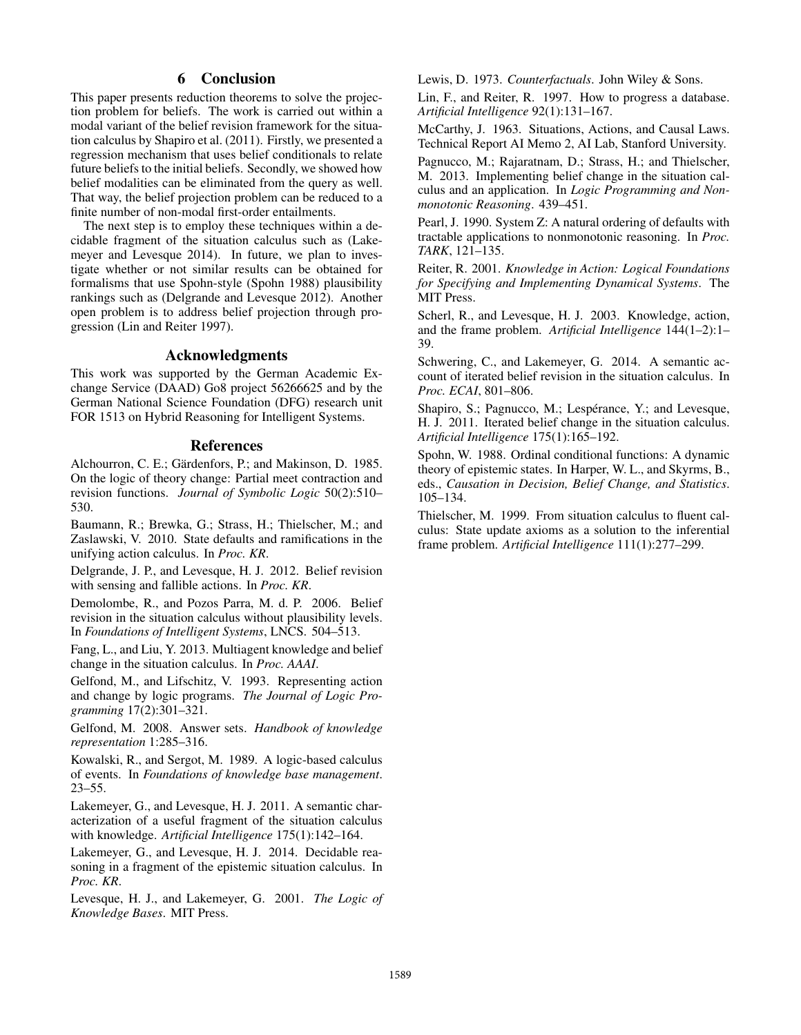## 6 Conclusion

This paper presents reduction theorems to solve the projection problem for beliefs. The work is carried out within a modal variant of the belief revision framework for the situation calculus by Shapiro et al. (2011). Firstly, we presented a regression mechanism that uses belief conditionals to relate future beliefs to the initial beliefs. Secondly, we showed how belief modalities can be eliminated from the query as well. That way, the belief projection problem can be reduced to a finite number of non-modal first-order entailments.

The next step is to employ these techniques within a decidable fragment of the situation calculus such as (Lakemeyer and Levesque 2014). In future, we plan to investigate whether or not similar results can be obtained for formalisms that use Spohn-style (Spohn 1988) plausibility rankings such as (Delgrande and Levesque 2012). Another open problem is to address belief projection through progression (Lin and Reiter 1997).

## Acknowledgments

This work was supported by the German Academic Exchange Service (DAAD) Go8 project 56266625 and by the German National Science Foundation (DFG) research unit FOR 1513 on Hybrid Reasoning for Intelligent Systems.

## References

Alchourron, C. E.; Gärdenfors, P.; and Makinson, D. 1985. On the logic of theory change: Partial meet contraction and revision functions. *Journal of Symbolic Logic* 50(2):510–530.

Baumann, R.; Brewka, G.; Strass, H.; Thielscher, M.; and Zaslawski, V. 2010. State defaults and ramifications in the unifying action calculus. In *Proc. KR*.

Delgrande, J. P., and Levesque, H. J. 2012. Belief revision with sensing and fallible actions. In *Proc. KR*.

Demolombe, R., and Pozos Parra, M. d. P. 2006. Belief revision in the situation calculus without plausibility levels. In *Foundations of Intelligent Systems*, LNCS. 504–513.

Fang, L., and Liu, Y. 2013. Multiagent knowledge and belief change in the situation calculus. In *Proc. AAAI*.

Gelfond, M., and Lifschitz, V. 1993. Representing action and change by logic programs. *The Journal of Logic Programming* 17(2):301–321.

Gelfond, M. 2008. Answer sets. *Handbook of knowledge representation* 1:285–316.

Kowalski, R., and Sergot, M. 1989. A logic-based calculus of events. In *Foundations of knowledge base management*. 23–55.

Lakemeyer, G., and Levesque, H. J. 2011. A semantic characterization of a useful fragment of the situation calculus with knowledge. *Artificial Intelligence* 175(1):142–164.

Lakemeyer, G., and Levesque, H. J. 2014. Decidable reasoning in a fragment of the epistemic situation calculus. In *Proc. KR*.

Levesque, H. J., and Lakemeyer, G. 2001. *The Logic of Knowledge Bases*. MIT Press.

Lewis, D. 1973. *Counterfactuals*. John Wiley & Sons.

Lin, F., and Reiter, R. 1997. How to progress a database. *Artificial Intelligence* 92(1):131–167.

McCarthy, J. 1963. Situations, Actions, and Causal Laws. Technical Report AI Memo 2, AI Lab, Stanford University.

Pagnucco, M.; Rajaratnam, D.; Strass, H.; and Thielscher, M. 2013. Implementing belief change in the situation calculus and an application. In *Logic Programming and Nonmonotonic Reasoning*. 439–451.

Pearl, J. 1990. System Z: A natural ordering of defaults with tractable applications to nonmonotonic reasoning. In *Proc. TARK*, 121–135.

Reiter, R. 2001. *Knowledge in Action: Logical Foundations for Specifying and Implementing Dynamical Systems*. The MIT Press.

Scherl, R., and Levesque, H. J. 2003. Knowledge, action, and the frame problem. *Artificial Intelligence* 144(1–2):1–39.

Schwering, C., and Lakemeyer, G. 2014. A semantic account of iterated belief revision in the situation calculus. In *Proc. ECAI*, 801–806.

Shapiro, S.; Pagnucco, M.; Lespérance, Y.; and Levesque, H. J. 2011. Iterated belief change in the situation calculus. *Artificial Intelligence* 175(1):165–192.

Spohn, W. 1988. Ordinal conditional functions: A dynamic theory of epistemic states. In Harper, W. L., and Skyrms, B., eds., *Causation in Decision, Belief Change, and Statistics*. 105–134.

Thielscher, M. 1999. From situation calculus to fluent calculus: State update axioms as a solution to the inferential frame problem. *Artificial Intelligence* 111(1):277–299.